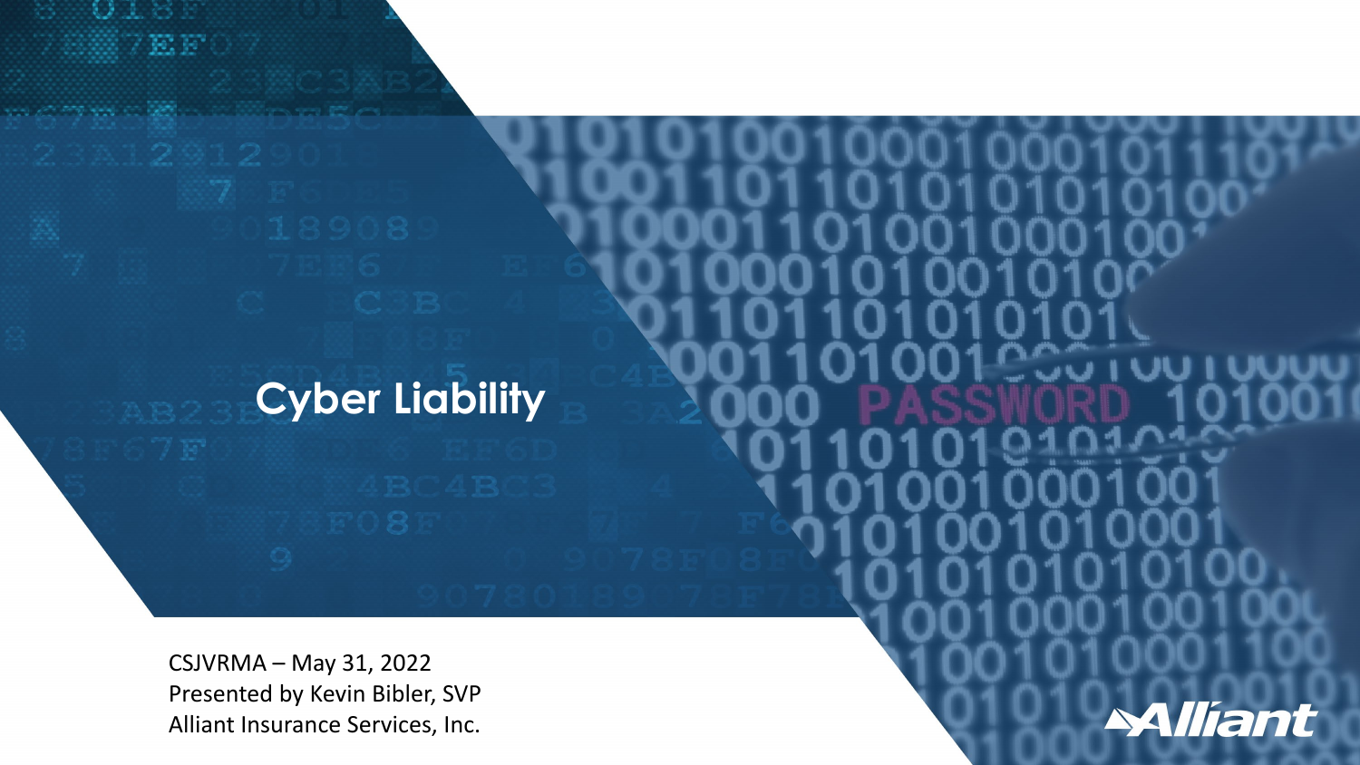# Cyber Liability

CSJVRMA – May 31, 2022
Presented by Kevin Bibler, SVP
Alliant Insurance Services, Inc.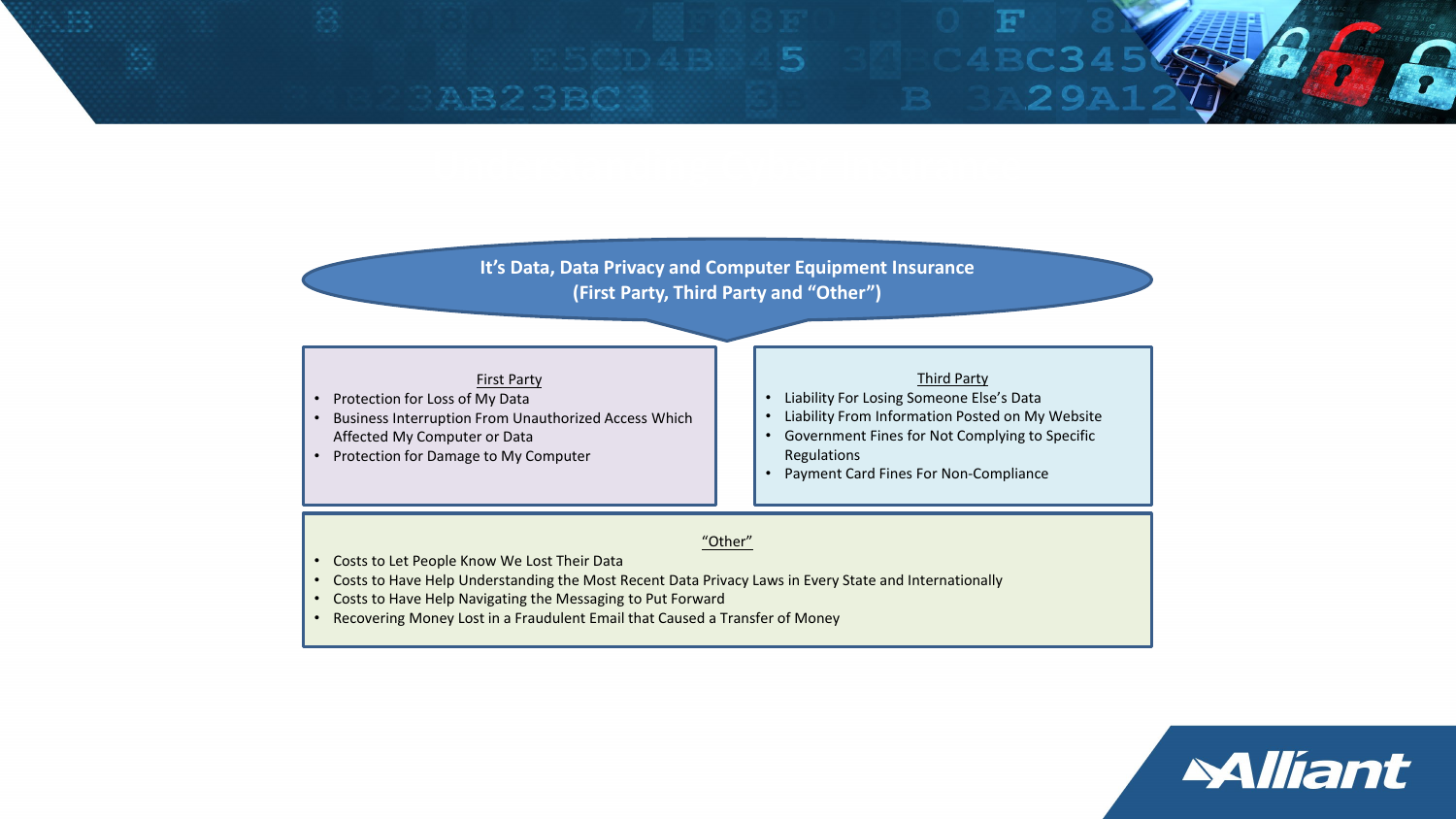## It's Data, Data Privacy and Computer Equipment Insurance
## (First Party, Third Party and "Other")

### First Party

- Protection for Loss of My Data
- Business Interruption From Unauthorized Access Which Affected My Computer or Data
- Protection for Damage to My Computer

### Third Party

- Liability For Losing Someone Else's Data
- Liability From Information Posted on My Website
- Government Fines for Not Complying to Specific Regulations
- Payment Card Fines For Non-Compliance

### "Other"

- Costs to Let People Know We Lost Their Data
- Costs to Have Help Understanding the Most Recent Data Privacy Laws in Every State and Internationally
- Costs to Have Help Navigating the Messaging to Put Forward
- Recovering Money Lost in a Fraudulent Email that Caused a Transfer of Money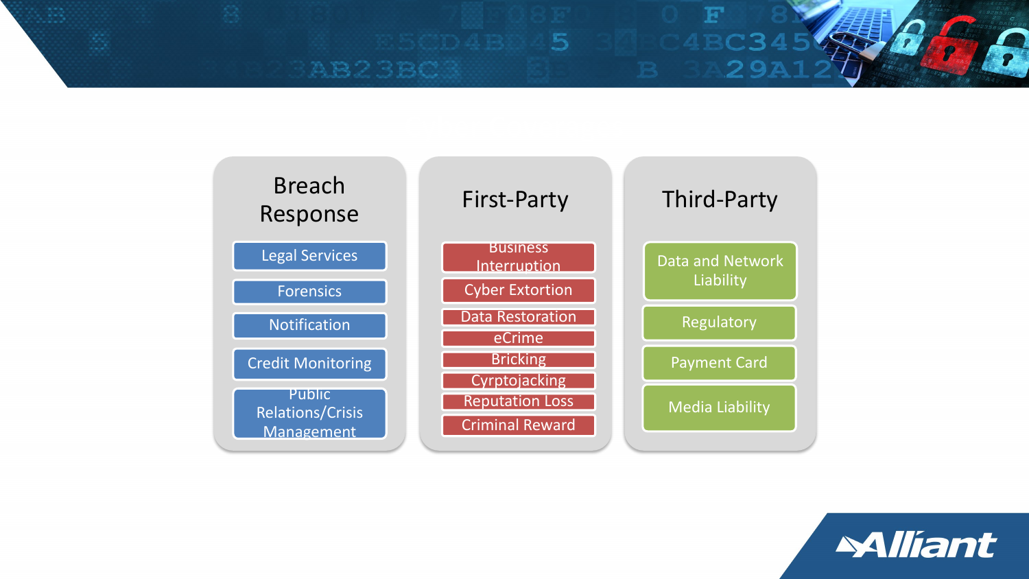## Breach Response

- Legal Services
- Forensics
- Notification
- Credit Monitoring
- Public Relations/Crisis Management

## First-Party

- Business Interruption
- Cyber Extortion
- Data Restoration
- eCrime
- Bricking
- Cyrptojacking
- Reputation Loss
- Criminal Reward

## Third-Party

- Data and Network Liability
- Regulatory
- Payment Card
- Media Liability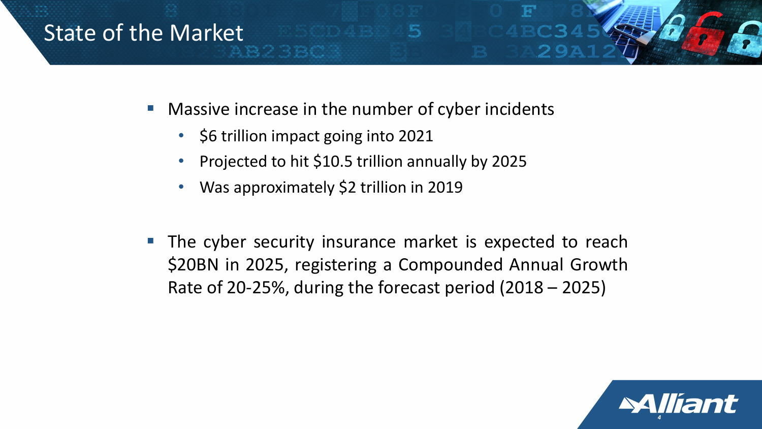# State of the Market

- Massive increase in the number of cyber incidents
  - $6 trillion impact going into 2021
  - Projected to hit $10.5 trillion annually by 2025
  - Was approximately $2 trillion in 2019

- The cyber security insurance market is expected to reach $20BN in 2025, registering a Compounded Annual Growth Rate of 20-25%, during the forecast period (2018 – 2025)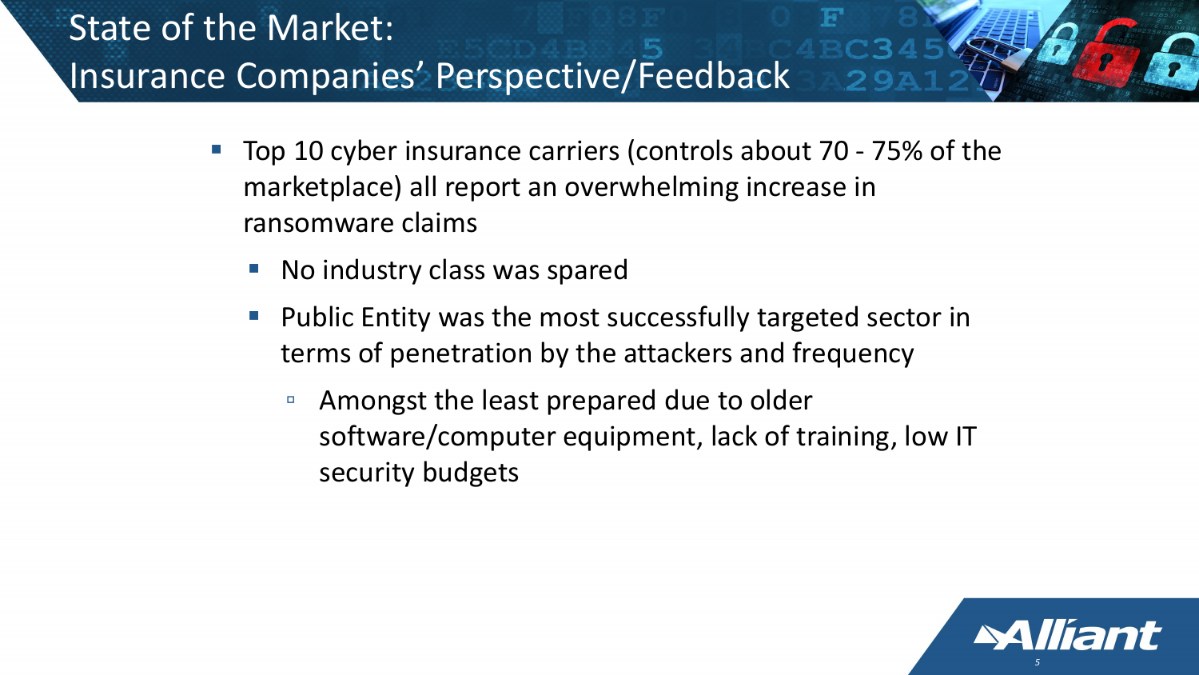# State of the Market: Insurance Companies' Perspective/Feedback

- Top 10 cyber insurance carriers (controls about 70 - 75% of the marketplace) all report an overwhelming increase in ransomware claims
  - No industry class was spared
  - Public Entity was the most successfully targeted sector in terms of penetration by the attackers and frequency
    - Amongst the least prepared due to older software/computer equipment, lack of training, low IT security budgets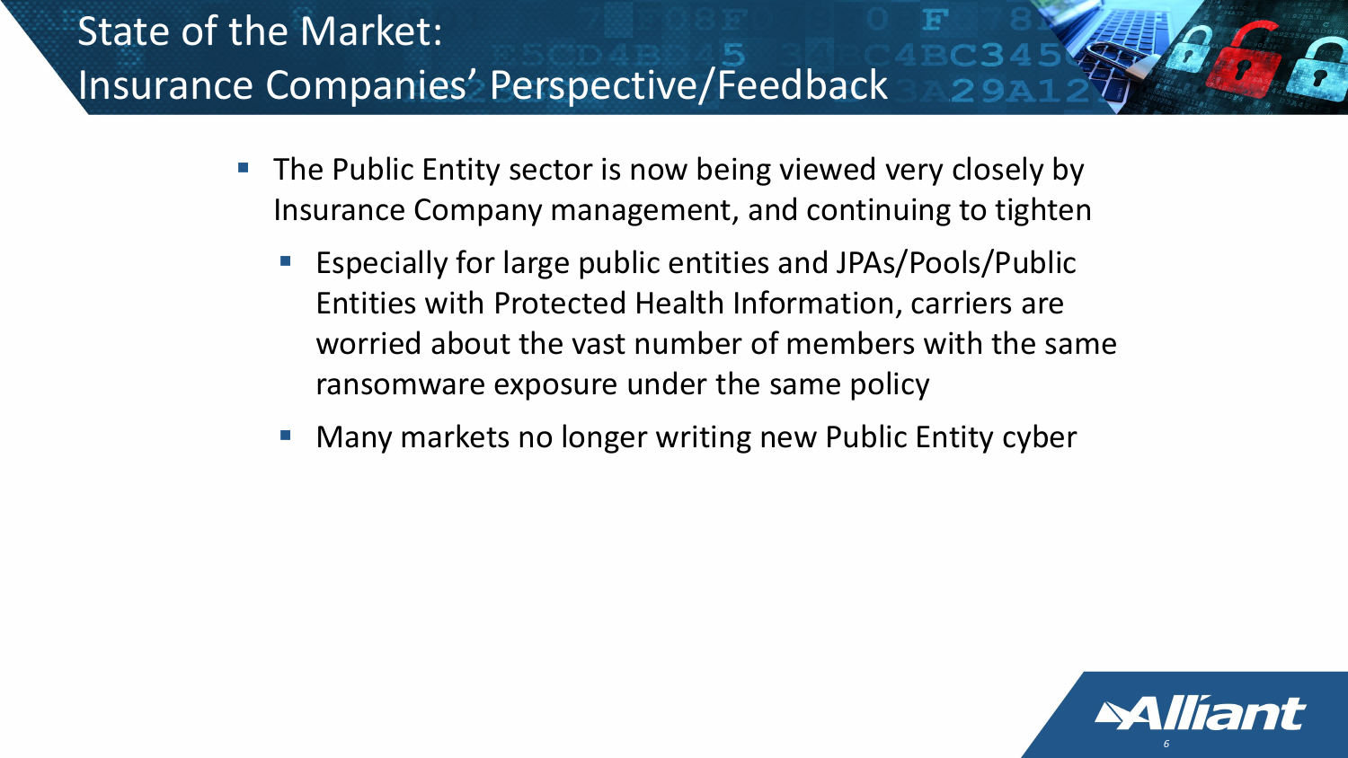# State of the Market: Insurance Companies' Perspective/Feedback

- The Public Entity sector is now being viewed very closely by Insurance Company management, and continuing to tighten
  - Especially for large public entities and JPAs/Pools/Public Entities with Protected Health Information, carriers are worried about the vast number of members with the same ransomware exposure under the same policy
  - Many markets no longer writing new Public Entity cyber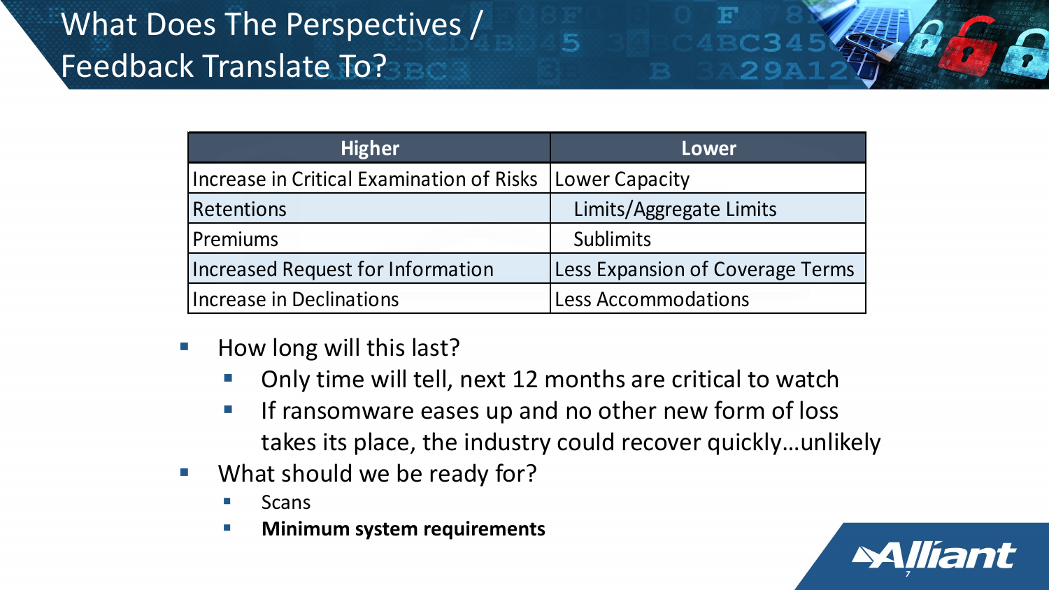# What Does The Perspectives / Feedback Translate To?

| Higher | Lower |
|---|---|
| Increase in Critical Examination of Risks | Lower Capacity |
| Retentions | Limits/Aggregate Limits |
| Premiums | Sublimits |
| Increased Request for Information | Less Expansion of Coverage Terms |
| Increase in Declinations | Less Accommodations |

- How long will this last?
  - Only time will tell, next 12 months are critical to watch
  - If ransomware eases up and no other new form of loss takes its place, the industry could recover quickly…unlikely
- What should we be ready for?
  - Scans
  - **Minimum system requirements**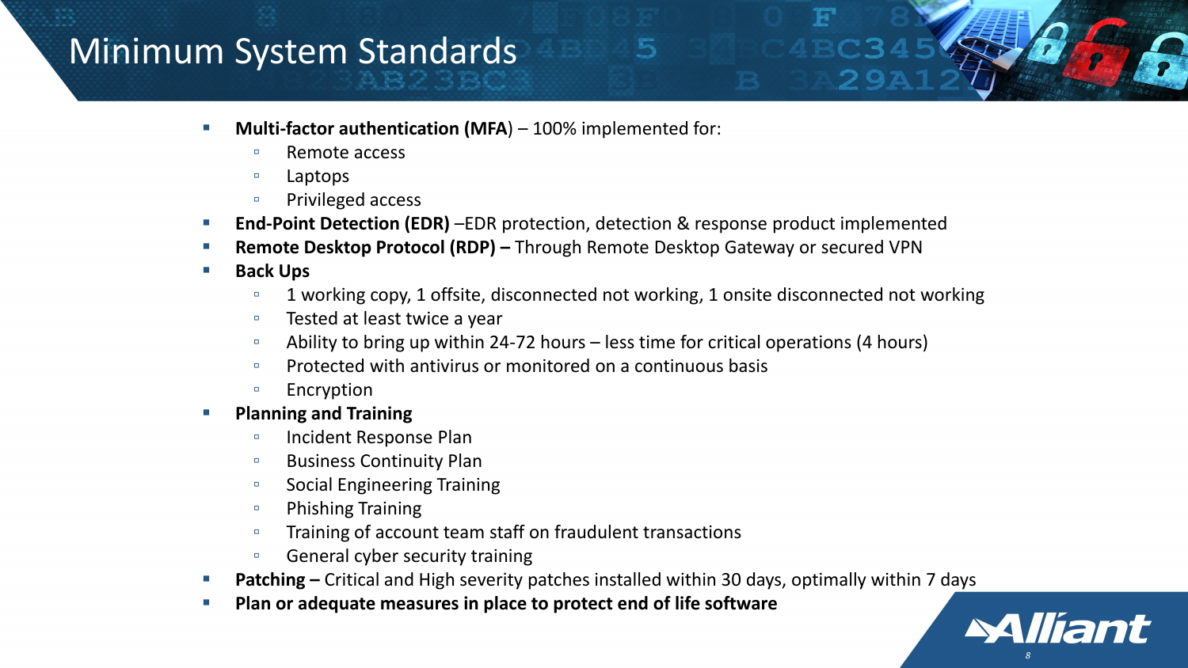# Minimum System Standards

- **Multi-factor authentication (MFA**) – 100% implemented for:
  - Remote access
  - Laptops
  - Privileged access
- **End-Point Detection (EDR)** –EDR protection, detection & response product implemented
- **Remote Desktop Protocol (RDP) –** Through Remote Desktop Gateway or secured VPN
- **Back Ups**
  - 1 working copy, 1 offsite, disconnected not working, 1 onsite disconnected not working
  - Tested at least twice a year
  - Ability to bring up within 24-72 hours – less time for critical operations (4 hours)
  - Protected with antivirus or monitored on a continuous basis
  - Encryption
- **Planning and Training**
  - Incident Response Plan
  - Business Continuity Plan
  - Social Engineering Training
  - Phishing Training
  - Training of account team staff on fraudulent transactions
  - General cyber security training
- **Patching –** Critical and High severity patches installed within 30 days, optimally within 7 days
- **Plan or adequate measures in place to protect end of life software**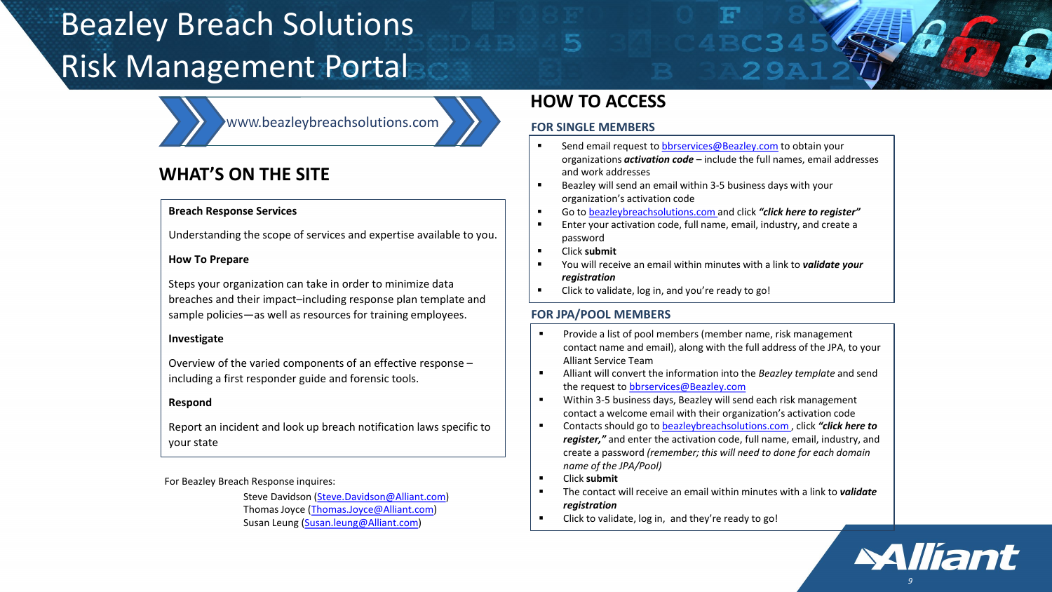# Beazley Breach Solutions Risk Management Portal

www.beazleybreachsolutions.com

## WHAT'S ON THE SITE

**Breach Response Services**

Understanding the scope of services and expertise available to you.

**How To Prepare**

Steps your organization can take in order to minimize data breaches and their impact–including response plan template and sample policies—as well as resources for training employees.

**Investigate**

Overview of the varied components of an effective response – including a first responder guide and forensic tools.

**Respond**

Report an incident and look up breach notification laws specific to your state

For Beazley Breach Response inquires:

Steve Davidson (Steve.Davidson@Alliant.com)
Thomas Joyce (Thomas.Joyce@Alliant.com)
Susan Leung (Susan.leung@Alliant.com)

## HOW TO ACCESS

### FOR SINGLE MEMBERS

- Send email request to bbrservices@Beazley.com to obtain your organizations ***activation code*** – include the full names, email addresses and work addresses
- Beazley will send an email within 3-5 business days with your organization's activation code
- Go to beazleybreachsolutions.com and click ***"click here to register"***
- Enter your activation code, full name, email, industry, and create a password
- Click **submit**
- You will receive an email within minutes with a link to ***validate your registration***
- Click to validate, log in, and you're ready to go!

### FOR JPA/POOL MEMBERS

- Provide a list of pool members (member name, risk management contact name and email), along with the full address of the JPA, to your Alliant Service Team
- Alliant will convert the information into the *Beazley template* and send the request to bbrservices@Beazley.com
- Within 3-5 business days, Beazley will send each risk management contact a welcome email with their organization's activation code
- Contacts should go to beazleybreachsolutions.com , click ***"click here to register,"*** and enter the activation code, full name, email, industry, and create a password *(remember; this will need to done for each domain name of the JPA/Pool)*
- Click **submit**
- The contact will receive an email within minutes with a link to ***validate registration***
- Click to validate, log in, and they're ready to go!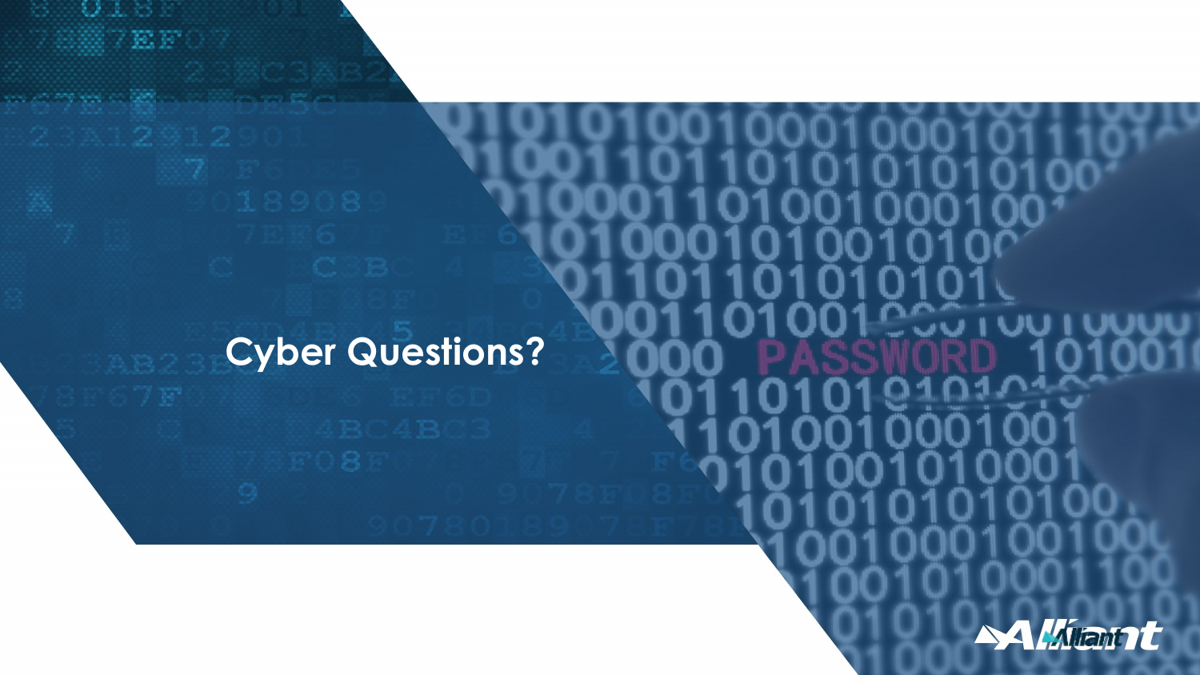# Cyber Questions?